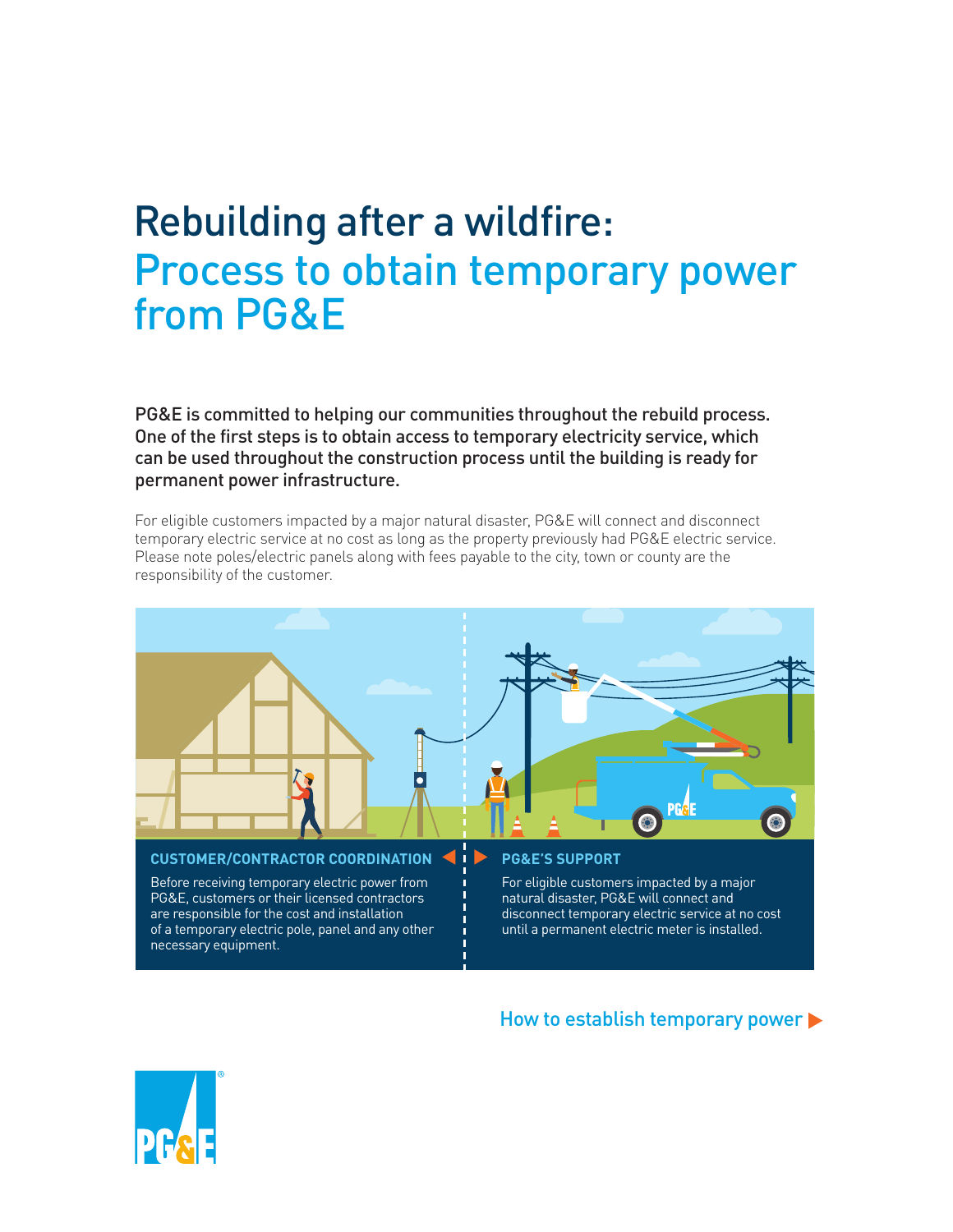# Rebuilding after a wildfire:
## Process to obtain temporary power from PG&E

**PG&E is committed to helping our communities throughout the rebuild process. One of the first steps is to obtain access to temporary electricity service, which can be used throughout the construction process until the building is ready for permanent power infrastructure.**

For eligible customers impacted by a major natural disaster, PG&E will connect and disconnect temporary electric service at no cost as long as the property previously had PG&E electric service. Please note poles/electric panels along with fees payable to the city, town or county are the responsibility of the customer.

### CUSTOMER/CONTRACTOR COORDINATION

Before receiving temporary electric power from PG&E, customers or their licensed contractors are responsible for the cost and installation of a temporary electric pole, panel and any other necessary equipment.

### PG&E'S SUPPORT

For eligible customers impacted by a major natural disaster, PG&E will connect and disconnect temporary electric service at no cost until a permanent electric meter is installed.

How to establish temporary power ▶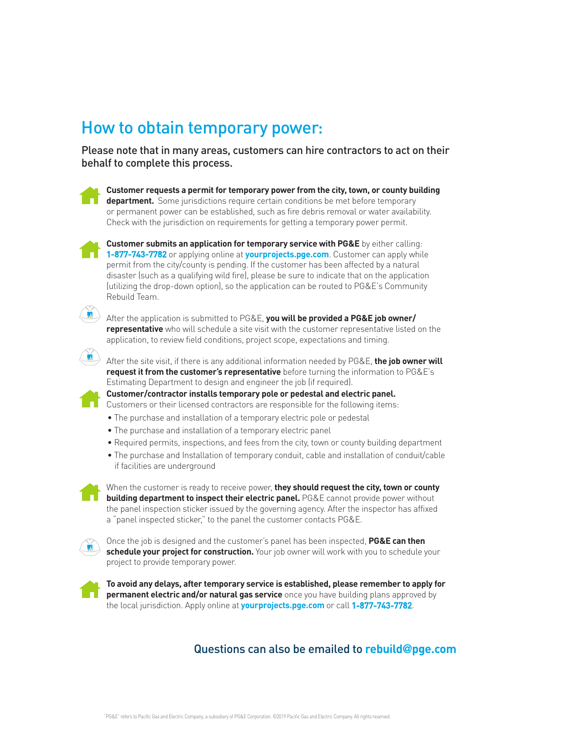# How to obtain temporary power:

Please note that in many areas, customers can hire contractors to act on their behalf to complete this process.

**Customer requests a permit for temporary power from the city, town, or county building department.** Some jurisdictions require certain conditions be met before temporary or permanent power can be established, such as fire debris removal or water availability. Check with the jurisdiction on requirements for getting a temporary power permit.

**Customer submits an application for temporary service with PG&E** by either calling: **1-877-743-7782** or applying online at **yourprojects.pge.com**. Customer can apply while permit from the city/county is pending. If the customer has been affected by a natural disaster (such as a qualifying wild fire), please be sure to indicate that on the application (utilizing the drop-down option), so the application can be routed to PG&E's Community Rebuild Team.

After the application is submitted to PG&E, **you will be provided a PG&E job owner/ representative** who will schedule a site visit with the customer representative listed on the application, to review field conditions, project scope, expectations and timing.

After the site visit, if there is any additional information needed by PG&E, **the job owner will request it from the customer's representative** before turning the information to PG&E's Estimating Department to design and engineer the job (if required).

**Customer/contractor installs temporary pole or pedestal and electric panel.** Customers or their licensed contractors are responsible for the following items:

- The purchase and installation of a temporary electric pole or pedestal
- The purchase and installation of a temporary electric panel
- Required permits, inspections, and fees from the city, town or county building department
- The purchase and Installation of temporary conduit, cable and installation of conduit/cable if facilities are underground

When the customer is ready to receive power, **they should request the city, town or county building department to inspect their electric panel.** PG&E cannot provide power without the panel inspection sticker issued by the governing agency. After the inspector has affixed a "panel inspected sticker," to the panel the customer contacts PG&E.

Once the job is designed and the customer's panel has been inspected, **PG&E can then schedule your project for construction.** Your job owner will work with you to schedule your project to provide temporary power.

**To avoid any delays, after temporary service is established, please remember to apply for permanent electric and/or natural gas service** once you have building plans approved by the local jurisdiction. Apply online at **yourprojects.pge.com** or call **1-877-743-7782**.

Questions can also be emailed to **rebuild@pge.com**

"PG&E" refers to Pacific Gas and Electric Company, a subsidiary of PG&E Corporation. ©2019 Pacific Gas and Electric Company. All rights reserved.